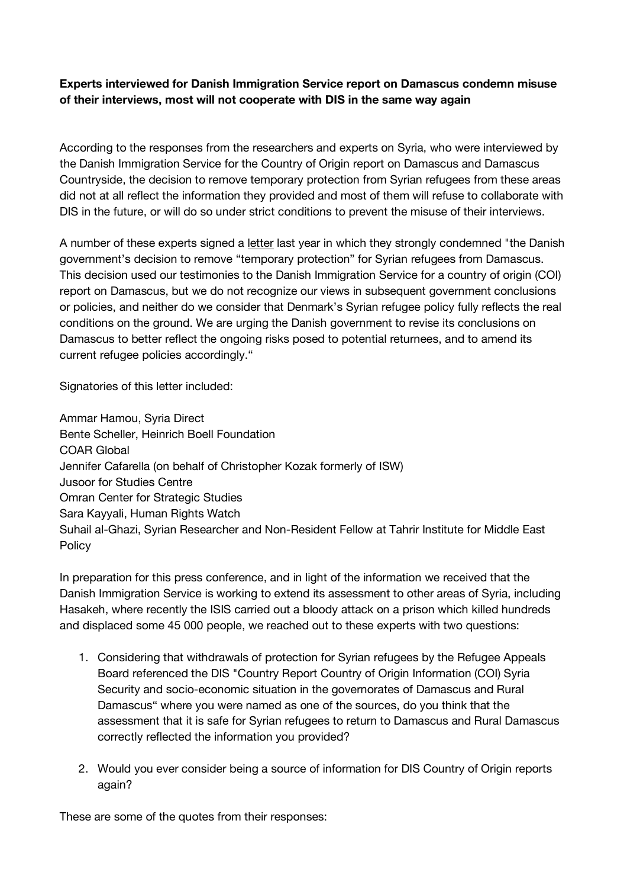**Experts interviewed for Danish Immigration Service report on Damascus condemn misuse of their interviews, most will not cooperate with DIS in the same way again**

According to the responses from the researchers and experts on Syria, who were interviewed by the Danish Immigration Service for the Country of Origin report on Damascus and Damascus Countryside, the decision to remove temporary protection from Syrian refugees from these areas did not at all reflect the information they provided and most of them will refuse to collaborate with DIS in the future, or will do so under strict conditions to prevent the misuse of their interviews.

A number of these experts signed a letter last year in which they strongly condemned "the Danish government's decision to remove "temporary protection" for Syrian refugees from Damascus. This decision used our testimonies to the Danish Immigration Service for a country of origin (COI) report on Damascus, but we do not recognize our views in subsequent government conclusions or policies, and neither do we consider that Denmark's Syrian refugee policy fully reflects the real conditions on the ground. We are urging the Danish government to revise its conclusions on Damascus to better reflect the ongoing risks posed to potential returnees, and to amend its current refugee policies accordingly."

Signatories of this letter included:

Ammar Hamou, Syria Direct
Bente Scheller, Heinrich Boell Foundation
COAR Global
Jennifer Cafarella (on behalf of Christopher Kozak formerly of ISW)
Jusoor for Studies Centre
Omran Center for Strategic Studies
Sara Kayyali, Human Rights Watch
Suhail al-Ghazi, Syrian Researcher and Non-Resident Fellow at Tahrir Institute for Middle East Policy

In preparation for this press conference, and in light of the information we received that the Danish Immigration Service is working to extend its assessment to other areas of Syria, including Hasakeh, where recently the ISIS carried out a bloody attack on a prison which killed hundreds and displaced some 45 000 people, we reached out to these experts with two questions:

1. Considering that withdrawals of protection for Syrian refugees by the Refugee Appeals Board referenced the DIS "Country Report Country of Origin Information (COI) Syria Security and socio-economic situation in the governorates of Damascus and Rural Damascus" where you were named as one of the sources, do you think that the assessment that it is safe for Syrian refugees to return to Damascus and Rural Damascus correctly reflected the information you provided?

2. Would you ever consider being a source of information for DIS Country of Origin reports again?

These are some of the quotes from their responses: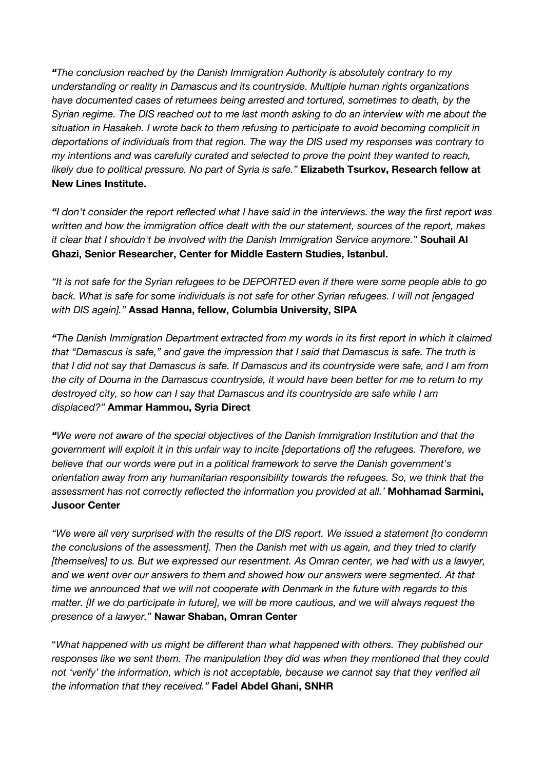*"The conclusion reached by the Danish Immigration Authority is absolutely contrary to my understanding or reality in Damascus and its countryside. Multiple human rights organizations have documented cases of returnees being arrested and tortured, sometimes to death, by the Syrian regime. The DIS reached out to me last month asking to do an interview with me about the situation in Hasakeh. I wrote back to them refusing to participate to avoid becoming complicit in deportations of individuals from that region. The way the DIS used my responses was contrary to my intentions and was carefully curated and selected to prove the point they wanted to reach, likely due to political pressure. No part of Syria is safe."* **Elizabeth Tsurkov, Research fellow at New Lines Institute.**

*"I don't consider the report reflected what I have said in the interviews. the way the first report was written and how the immigration office dealt with the our statement, sources of the report, makes it clear that I shouldn't be involved with the Danish Immigration Service anymore."* **Souhail Al Ghazi, Senior Researcher, Center for Middle Eastern Studies, Istanbul.**

*"It is not safe for the Syrian refugees to be DEPORTED even if there were some people able to go back. What is safe for some individuals is not safe for other Syrian refugees. I will not [engaged with DIS again]."* **Assad Hanna, fellow, Columbia University, SIPA**

*"The Danish Immigration Department extracted from my words in its first report in which it claimed that "Damascus is safe," and gave the impression that I said that Damascus is safe. The truth is that I did not say that Damascus is safe. If Damascus and its countryside were safe, and I am from the city of Douma in the Damascus countryside, it would have been better for me to return to my destroyed city, so how can I say that Damascus and its countryside are safe while I am displaced?"* **Ammar Hammou, Syria Direct**

*"We were not aware of the special objectives of the Danish Immigration Institution and that the government will exploit it in this unfair way to incite [deportations of] the refugees. Therefore, we believe that our words were put in a political framework to serve the Danish government's orientation away from any humanitarian responsibility towards the refugees. So, we think that the assessment has not correctly reflected the information you provided at all.'* **Mohhamad Sarmini, Jusoor Center**

*"We were all very surprised with the results of the DIS report. We issued a statement [to condemn the conclusions of the assessment]. Then the Danish met with us again, and they tried to clarify [themselves] to us. But we expressed our resentment. As Omran center, we had with us a lawyer, and we went over our answers to them and showed how our answers were segmented. At that time we announced that we will not cooperate with Denmark in the future with regards to this matter. [If we do participate in future], we will be more cautious, and we will always request the presence of a lawyer."* **Nawar Shaban, Omran Center**

"*What happened with us might be different than what happened with others. They published our responses like we sent them. The manipulation they did was when they mentioned that they could not 'verify' the information, which is not acceptable, because we cannot say that they verified all the information that they received."* **Fadel Abdel Ghani, SNHR**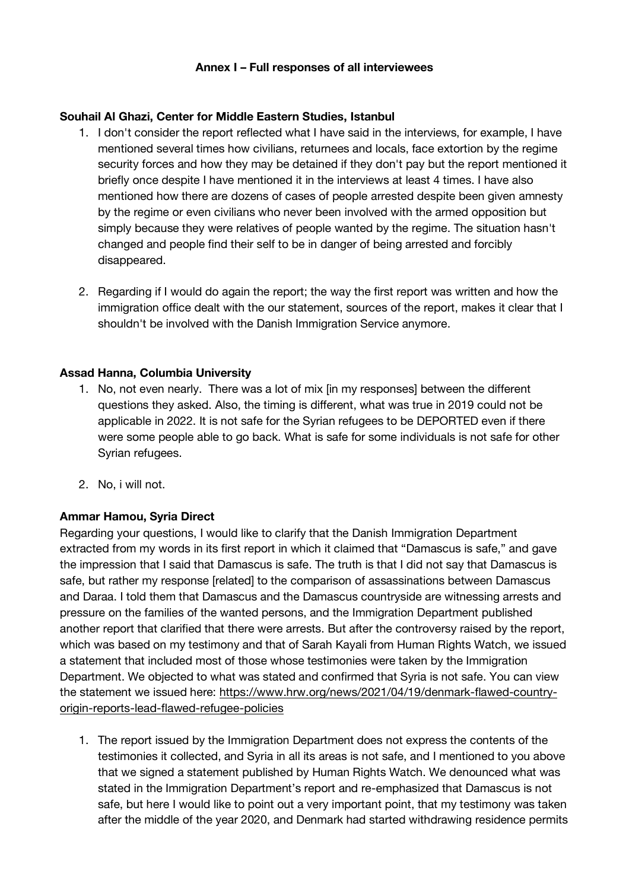**Annex I – Full responses of all interviewees**

**Souhail Al Ghazi, Center for Middle Eastern Studies, Istanbul**

1. I don't consider the report reflected what I have said in the interviews, for example, I have mentioned several times how civilians, returnees and locals, face extortion by the regime security forces and how they may be detained if they don't pay but the report mentioned it briefly once despite I have mentioned it in the interviews at least 4 times. I have also mentioned how there are dozens of cases of people arrested despite been given amnesty by the regime or even civilians who never been involved with the armed opposition but simply because they were relatives of people wanted by the regime. The situation hasn't changed and people find their self to be in danger of being arrested and forcibly disappeared.

2. Regarding if I would do again the report; the way the first report was written and how the immigration office dealt with the our statement, sources of the report, makes it clear that I shouldn't be involved with the Danish Immigration Service anymore.

**Assad Hanna, Columbia University**

1. No, not even nearly. There was a lot of mix [in my responses] between the different questions they asked. Also, the timing is different, what was true in 2019 could not be applicable in 2022. It is not safe for the Syrian refugees to be DEPORTED even if there were some people able to go back. What is safe for some individuals is not safe for other Syrian refugees.

2. No, i will not.

**Ammar Hamou, Syria Direct**

Regarding your questions, I would like to clarify that the Danish Immigration Department extracted from my words in its first report in which it claimed that "Damascus is safe," and gave the impression that I said that Damascus is safe. The truth is that I did not say that Damascus is safe, but rather my response [related] to the comparison of assassinations between Damascus and Daraa. I told them that Damascus and the Damascus countryside are witnessing arrests and pressure on the families of the wanted persons, and the Immigration Department published another report that clarified that there were arrests. But after the controversy raised by the report, which was based on my testimony and that of Sarah Kayali from Human Rights Watch, we issued a statement that included most of those whose testimonies were taken by the Immigration Department. We objected to what was stated and confirmed that Syria is not safe. You can view the statement we issued here: https://www.hrw.org/news/2021/04/19/denmark-flawed-country-origin-reports-lead-flawed-refugee-policies

1. The report issued by the Immigration Department does not express the contents of the testimonies it collected, and Syria in all its areas is not safe, and I mentioned to you above that we signed a statement published by Human Rights Watch. We denounced what was stated in the Immigration Department's report and re-emphasized that Damascus is not safe, but here I would like to point out a very important point, that my testimony was taken after the middle of the year 2020, and Denmark had started withdrawing residence permits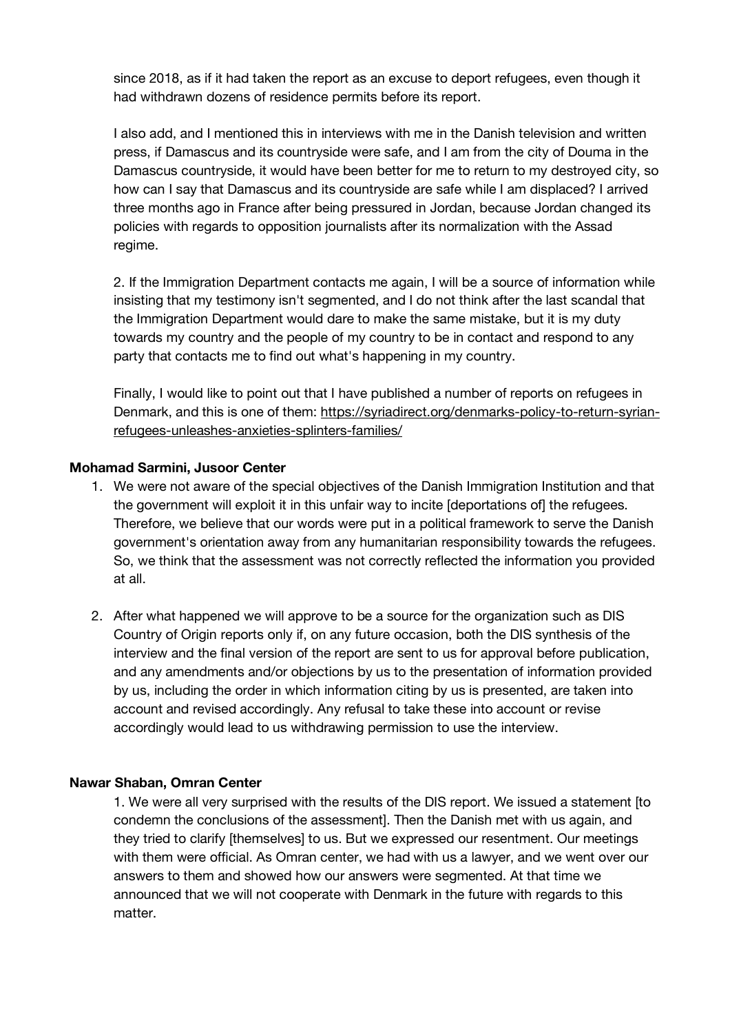since 2018, as if it had taken the report as an excuse to deport refugees, even though it had withdrawn dozens of residence permits before its report.

I also add, and I mentioned this in interviews with me in the Danish television and written press, if Damascus and its countryside were safe, and I am from the city of Douma in the Damascus countryside, it would have been better for me to return to my destroyed city, so how can I say that Damascus and its countryside are safe while I am displaced? I arrived three months ago in France after being pressured in Jordan, because Jordan changed its policies with regards to opposition journalists after its normalization with the Assad regime.

2. If the Immigration Department contacts me again, I will be a source of information while insisting that my testimony isn't segmented, and I do not think after the last scandal that the Immigration Department would dare to make the same mistake, but it is my duty towards my country and the people of my country to be in contact and respond to any party that contacts me to find out what's happening in my country.

Finally, I would like to point out that I have published a number of reports on refugees in Denmark, and this is one of them: https://syriadirect.org/denmarks-policy-to-return-syrian-refugees-unleashes-anxieties-splinters-families/

**Mohamad Sarmini, Jusoor Center**

1. We were not aware of the special objectives of the Danish Immigration Institution and that the government will exploit it in this unfair way to incite [deportations of] the refugees. Therefore, we believe that our words were put in a political framework to serve the Danish government's orientation away from any humanitarian responsibility towards the refugees. So, we think that the assessment was not correctly reflected the information you provided at all.

2. After what happened we will approve to be a source for the organization such as DIS Country of Origin reports only if, on any future occasion, both the DIS synthesis of the interview and the final version of the report are sent to us for approval before publication, and any amendments and/or objections by us to the presentation of information provided by us, including the order in which information citing by us is presented, are taken into account and revised accordingly. Any refusal to take these into account or revise accordingly would lead to us withdrawing permission to use the interview.

**Nawar Shaban, Omran Center**

1. We were all very surprised with the results of the DIS report. We issued a statement [to condemn the conclusions of the assessment]. Then the Danish met with us again, and they tried to clarify [themselves] to us. But we expressed our resentment. Our meetings with them were official. As Omran center, we had with us a lawyer, and we went over our answers to them and showed how our answers were segmented. At that time we announced that we will not cooperate with Denmark in the future with regards to this matter.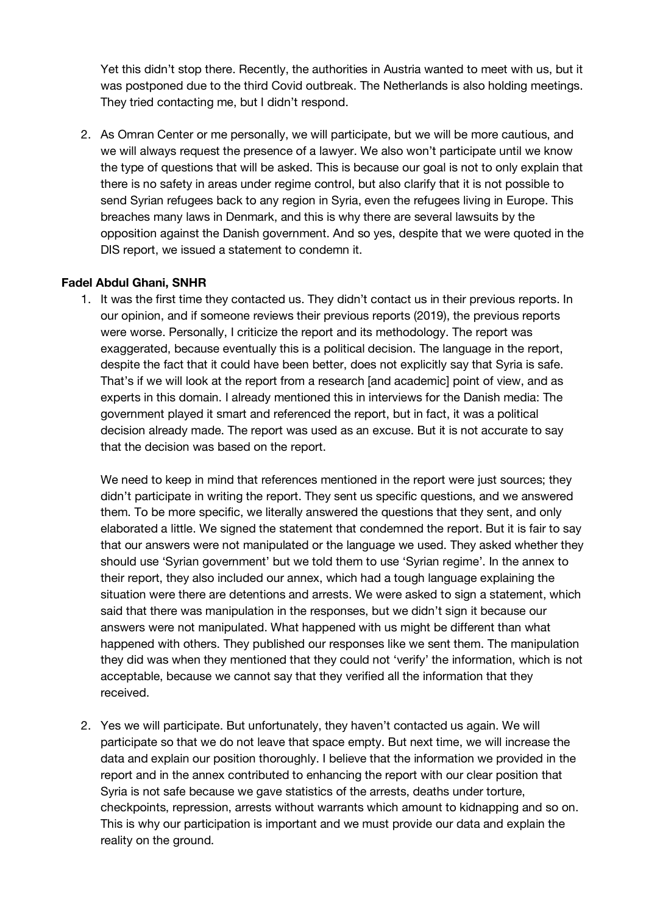Yet this didn't stop there. Recently, the authorities in Austria wanted to meet with us, but it was postponed due to the third Covid outbreak. The Netherlands is also holding meetings. They tried contacting me, but I didn't respond.

2. As Omran Center or me personally, we will participate, but we will be more cautious, and we will always request the presence of a lawyer. We also won't participate until we know the type of questions that will be asked. This is because our goal is not to only explain that there is no safety in areas under regime control, but also clarify that it is not possible to send Syrian refugees back to any region in Syria, even the refugees living in Europe. This breaches many laws in Denmark, and this is why there are several lawsuits by the opposition against the Danish government. And so yes, despite that we were quoted in the DIS report, we issued a statement to condemn it.

**Fadel Abdul Ghani, SNHR**

1. It was the first time they contacted us. They didn't contact us in their previous reports. In our opinion, and if someone reviews their previous reports (2019), the previous reports were worse. Personally, I criticize the report and its methodology. The report was exaggerated, because eventually this is a political decision. The language in the report, despite the fact that it could have been better, does not explicitly say that Syria is safe. That's if we will look at the report from a research [and academic] point of view, and as experts in this domain. I already mentioned this in interviews for the Danish media: The government played it smart and referenced the report, but in fact, it was a political decision already made. The report was used as an excuse. But it is not accurate to say that the decision was based on the report.

   We need to keep in mind that references mentioned in the report were just sources; they didn't participate in writing the report. They sent us specific questions, and we answered them. To be more specific, we literally answered the questions that they sent, and only elaborated a little. We signed the statement that condemned the report. But it is fair to say that our answers were not manipulated or the language we used. They asked whether they should use 'Syrian government' but we told them to use 'Syrian regime'. In the annex to their report, they also included our annex, which had a tough language explaining the situation were there are detentions and arrests. We were asked to sign a statement, which said that there was manipulation in the responses, but we didn't sign it because our answers were not manipulated. What happened with us might be different than what happened with others. They published our responses like we sent them. The manipulation they did was when they mentioned that they could not 'verify' the information, which is not acceptable, because we cannot say that they verified all the information that they received.

2. Yes we will participate. But unfortunately, they haven't contacted us again. We will participate so that we do not leave that space empty. But next time, we will increase the data and explain our position thoroughly. I believe that the information we provided in the report and in the annex contributed to enhancing the report with our clear position that Syria is not safe because we gave statistics of the arrests, deaths under torture, checkpoints, repression, arrests without warrants which amount to kidnapping and so on. This is why our participation is important and we must provide our data and explain the reality on the ground.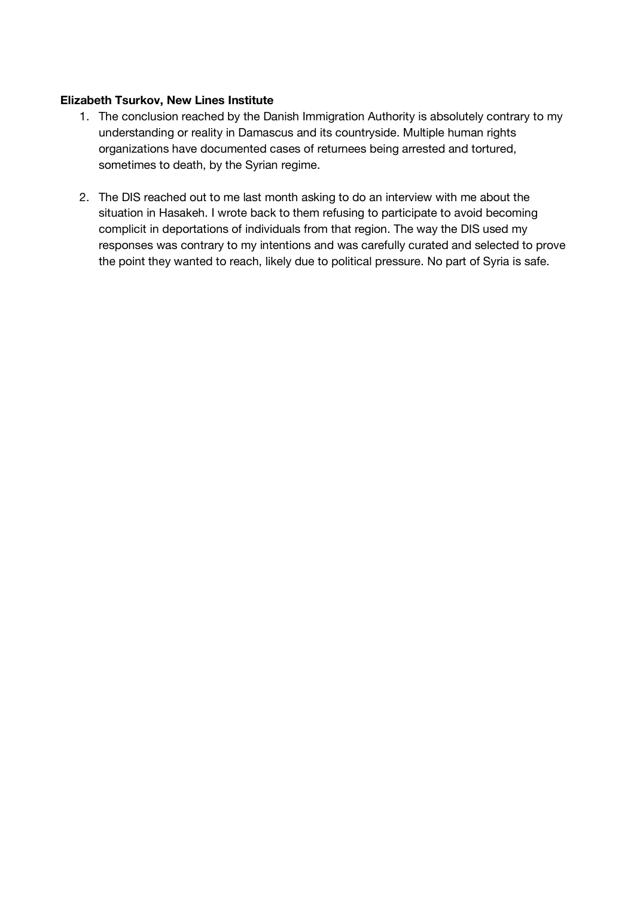**Elizabeth Tsurkov, New Lines Institute**

1. The conclusion reached by the Danish Immigration Authority is absolutely contrary to my understanding or reality in Damascus and its countryside. Multiple human rights organizations have documented cases of returnees being arrested and tortured, sometimes to death, by the Syrian regime.

2. The DIS reached out to me last month asking to do an interview with me about the situation in Hasakeh. I wrote back to them refusing to participate to avoid becoming complicit in deportations of individuals from that region. The way the DIS used my responses was contrary to my intentions and was carefully curated and selected to prove the point they wanted to reach, likely due to political pressure. No part of Syria is safe.